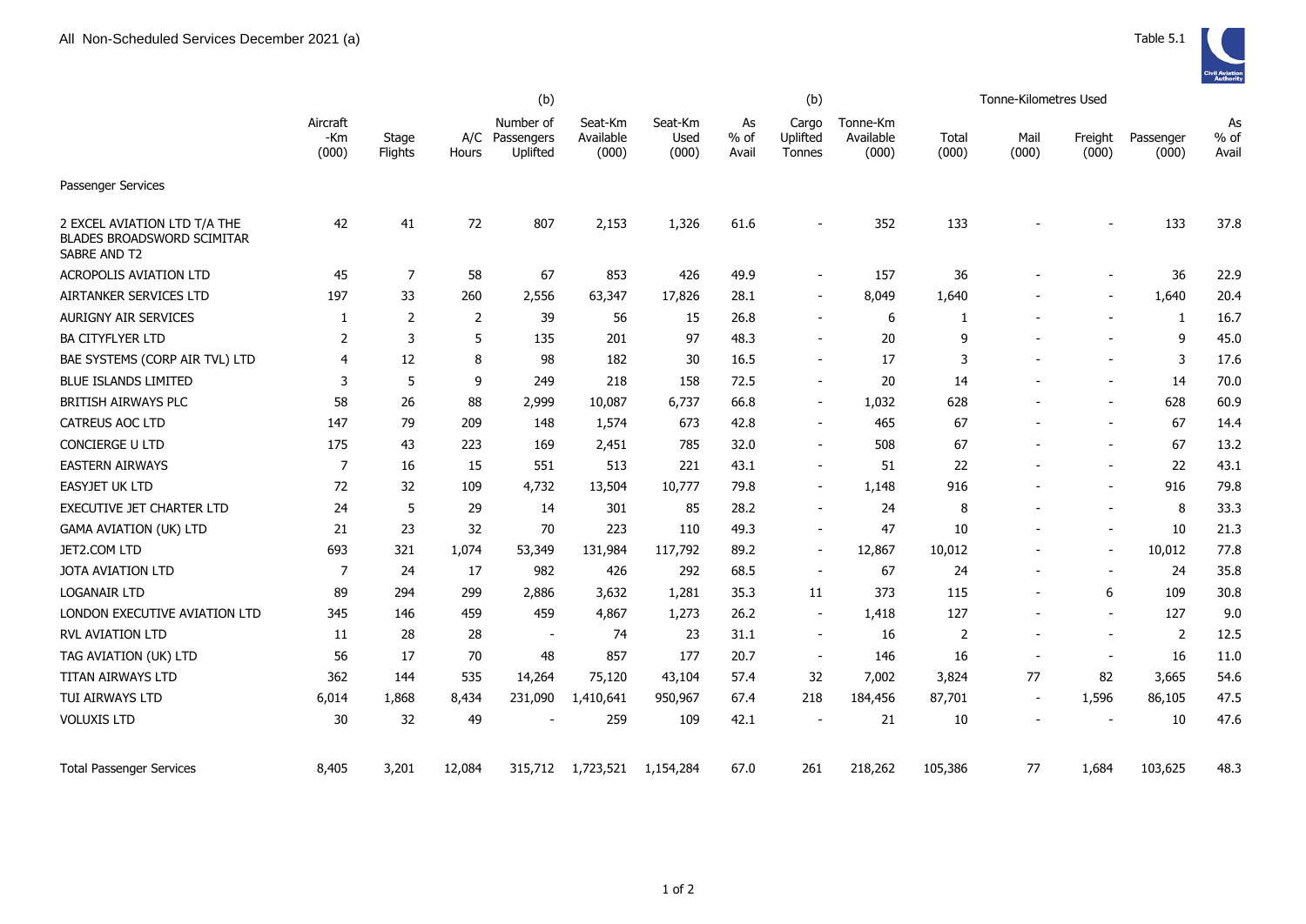# All Non-Scheduled Services December 2021 (a)

Table 5.1

| | Aircraft -Km (000) | Stage Flights | A/C Hours | (b) Number of Passengers Uplifted | Seat-Km Available (000) | Seat-Km Used (000) | As % of Avail | (b) Cargo Uplifted Tonnes | Tonne-Km Available (000) | Tonne-Kilometres Used Total (000) | Mail (000) | Freight (000) | Passenger (000) | As % of Avail |
|---|---|---|---|---|---|---|---|---|---|---|---|---|---|---|
| **Passenger Services** | | | | | | | | | | | | | | |
| 2 EXCEL AVIATION LTD T/A THE BLADES BROADSWORD SCIMITAR SABRE AND T2 | 42 | 41 | 72 | 807 | 2,153 | 1,326 | 61.6 | - | 352 | 133 | - | - | 133 | 37.8 |
| ACROPOLIS AVIATION LTD | 45 | 7 | 58 | 67 | 853 | 426 | 49.9 | - | 157 | 36 | - | - | 36 | 22.9 |
| AIRTANKER SERVICES LTD | 197 | 33 | 260 | 2,556 | 63,347 | 17,826 | 28.1 | - | 8,049 | 1,640 | - | - | 1,640 | 20.4 |
| AURIGNY AIR SERVICES | 1 | 2 | 2 | 39 | 56 | 15 | 26.8 | - | 6 | 1 | - | - | 1 | 16.7 |
| BA CITYFLYER LTD | 2 | 3 | 5 | 135 | 201 | 97 | 48.3 | - | 20 | 9 | - | - | 9 | 45.0 |
| BAE SYSTEMS (CORP AIR TVL) LTD | 4 | 12 | 8 | 98 | 182 | 30 | 16.5 | - | 17 | 3 | - | - | 3 | 17.6 |
| BLUE ISLANDS LIMITED | 3 | 5 | 9 | 249 | 218 | 158 | 72.5 | - | 20 | 14 | - | - | 14 | 70.0 |
| BRITISH AIRWAYS PLC | 58 | 26 | 88 | 2,999 | 10,087 | 6,737 | 66.8 | - | 1,032 | 628 | - | - | 628 | 60.9 |
| CATREUS AOC LTD | 147 | 79 | 209 | 148 | 1,574 | 673 | 42.8 | - | 465 | 67 | - | - | 67 | 14.4 |
| CONCIERGE U LTD | 175 | 43 | 223 | 169 | 2,451 | 785 | 32.0 | - | 508 | 67 | - | - | 67 | 13.2 |
| EASTERN AIRWAYS | 7 | 16 | 15 | 551 | 513 | 221 | 43.1 | - | 51 | 22 | - | - | 22 | 43.1 |
| EASYJET UK LTD | 72 | 32 | 109 | 4,732 | 13,504 | 10,777 | 79.8 | - | 1,148 | 916 | - | - | 916 | 79.8 |
| EXECUTIVE JET CHARTER LTD | 24 | 5 | 29 | 14 | 301 | 85 | 28.2 | - | 24 | 8 | - | - | 8 | 33.3 |
| GAMA AVIATION (UK) LTD | 21 | 23 | 32 | 70 | 223 | 110 | 49.3 | - | 47 | 10 | - | - | 10 | 21.3 |
| JET2.COM LTD | 693 | 321 | 1,074 | 53,349 | 131,984 | 117,792 | 89.2 | - | 12,867 | 10,012 | - | - | 10,012 | 77.8 |
| JOTA AVIATION LTD | 7 | 24 | 17 | 982 | 426 | 292 | 68.5 | - | 67 | 24 | - | - | 24 | 35.8 |
| LOGANAIR LTD | 89 | 294 | 299 | 2,886 | 3,632 | 1,281 | 35.3 | 11 | 373 | 115 | - | 6 | 109 | 30.8 |
| LONDON EXECUTIVE AVIATION LTD | 345 | 146 | 459 | 459 | 4,867 | 1,273 | 26.2 | - | 1,418 | 127 | - | - | 127 | 9.0 |
| RVL AVIATION LTD | 11 | 28 | 28 | - | 74 | 23 | 31.1 | - | 16 | 2 | - | - | 2 | 12.5 |
| TAG AVIATION (UK) LTD | 56 | 17 | 70 | 48 | 857 | 177 | 20.7 | - | 146 | 16 | - | - | 16 | 11.0 |
| TITAN AIRWAYS LTD | 362 | 144 | 535 | 14,264 | 75,120 | 43,104 | 57.4 | 32 | 7,002 | 3,824 | 77 | 82 | 3,665 | 54.6 |
| TUI AIRWAYS LTD | 6,014 | 1,868 | 8,434 | 231,090 | 1,410,641 | 950,967 | 67.4 | 218 | 184,456 | 87,701 | - | 1,596 | 86,105 | 47.5 |
| VOLUXIS LTD | 30 | 32 | 49 | - | 259 | 109 | 42.1 | - | 21 | 10 | - | - | 10 | 47.6 |
| Total Passenger Services | 8,405 | 3,201 | 12,084 | 315,712 | 1,723,521 | 1,154,284 | 67.0 | 261 | 218,262 | 105,386 | 77 | 1,684 | 103,625 | 48.3 |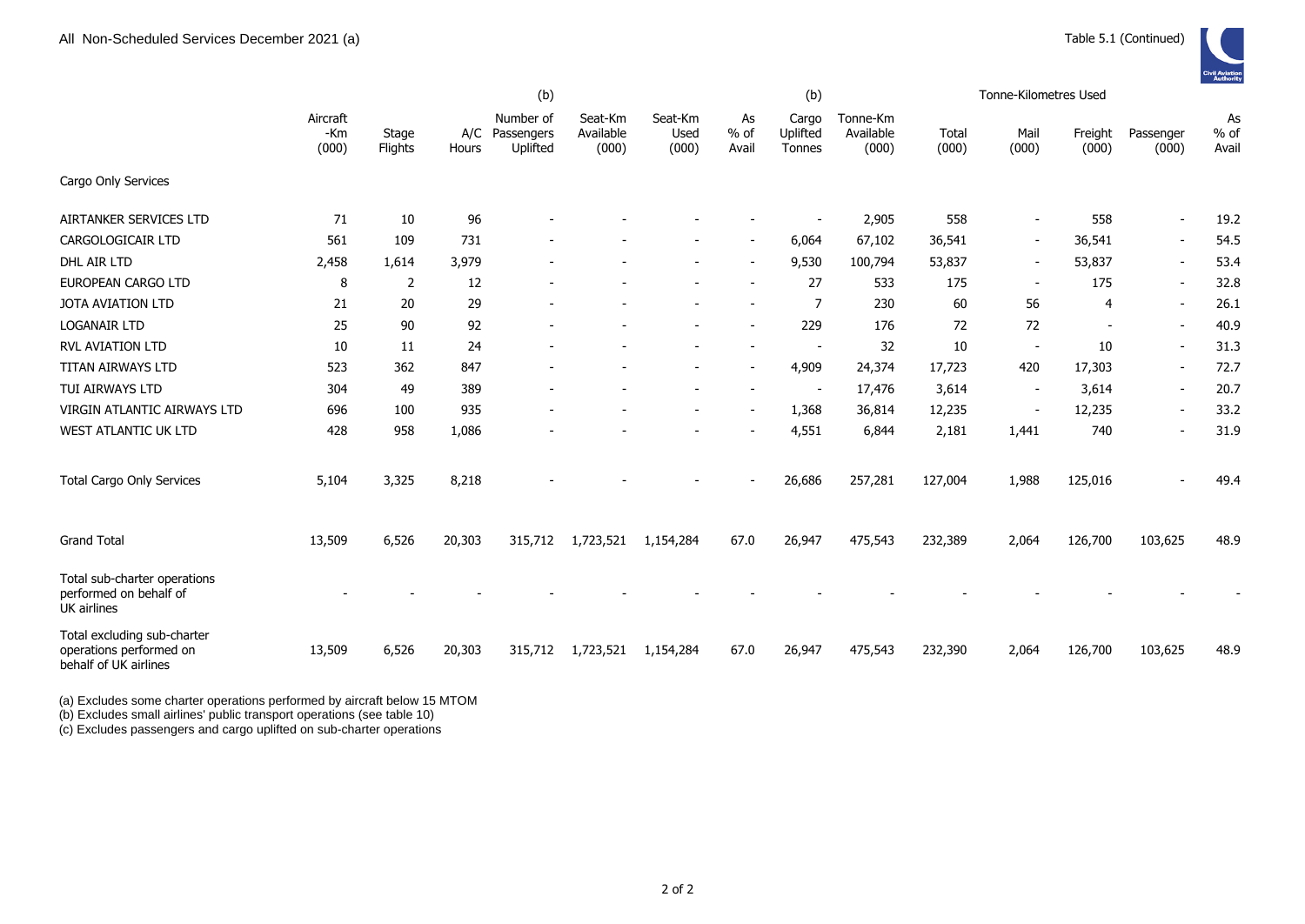All Non-Scheduled Services December 2021 (a)

Table 5.1 (Continued)

| | Aircraft -Km (000) | Stage Flights | A/C Hours | (b) Number of Passengers Uplifted | Seat-Km Available (000) | Seat-Km Used (000) | As % of Avail | (b) Cargo Uplifted Tonnes | Tonne-Km Available (000) | Tonne-Kilometres Used Total (000) | Mail (000) | Freight (000) | Passenger (000) | As % of Avail |
|---|---|---|---|---|---|---|---|---|---|---|---|---|---|---|
| **Cargo Only Services** | | | | | | | | | | | | | | |
| AIRTANKER SERVICES LTD | 71 | 10 | 96 | - | - | - | - | - | 2,905 | 558 | - | 558 | - | 19.2 |
| CARGOLOGICAIR LTD | 561 | 109 | 731 | - | - | - | - | 6,064 | 67,102 | 36,541 | - | 36,541 | - | 54.5 |
| DHL AIR LTD | 2,458 | 1,614 | 3,979 | - | - | - | - | 9,530 | 100,794 | 53,837 | - | 53,837 | - | 53.4 |
| EUROPEAN CARGO LTD | 8 | 2 | 12 | - | - | - | - | 27 | 533 | 175 | - | 175 | - | 32.8 |
| JOTA AVIATION LTD | 21 | 20 | 29 | - | - | - | - | 7 | 230 | 60 | 56 | 4 | - | 26.1 |
| LOGANAIR LTD | 25 | 90 | 92 | - | - | - | - | 229 | 176 | 72 | 72 | - | - | 40.9 |
| RVL AVIATION LTD | 10 | 11 | 24 | - | - | - | - | - | 32 | 10 | - | 10 | - | 31.3 |
| TITAN AIRWAYS LTD | 523 | 362 | 847 | - | - | - | - | 4,909 | 24,374 | 17,723 | 420 | 17,303 | - | 72.7 |
| TUI AIRWAYS LTD | 304 | 49 | 389 | - | - | - | - | - | 17,476 | 3,614 | - | 3,614 | - | 20.7 |
| VIRGIN ATLANTIC AIRWAYS LTD | 696 | 100 | 935 | - | - | - | - | 1,368 | 36,814 | 12,235 | - | 12,235 | - | 33.2 |
| WEST ATLANTIC UK LTD | 428 | 958 | 1,086 | - | - | - | - | 4,551 | 6,844 | 2,181 | 1,441 | 740 | - | 31.9 |
| Total Cargo Only Services | 5,104 | 3,325 | 8,218 | - | - | - | - | 26,686 | 257,281 | 127,004 | 1,988 | 125,016 | - | 49.4 |
| Grand Total | 13,509 | 6,526 | 20,303 | 315,712 | 1,723,521 | 1,154,284 | 67.0 | 26,947 | 475,543 | 232,389 | 2,064 | 126,700 | 103,625 | 48.9 |
| Total sub-charter operations performed on behalf of UK airlines | - | - | - | - | - | - | - | - | - | - | - | - | - | - |
| Total excluding sub-charter operations performed on behalf of UK airlines | 13,509 | 6,526 | 20,303 | 315,712 | 1,723,521 | 1,154,284 | 67.0 | 26,947 | 475,543 | 232,390 | 2,064 | 126,700 | 103,625 | 48.9 |

(a) Excludes some charter operations performed by aircraft below 15 MTOM
(b) Excludes small airlines' public transport operations (see table 10)
(c) Excludes passengers and cargo uplifted on sub-charter operations